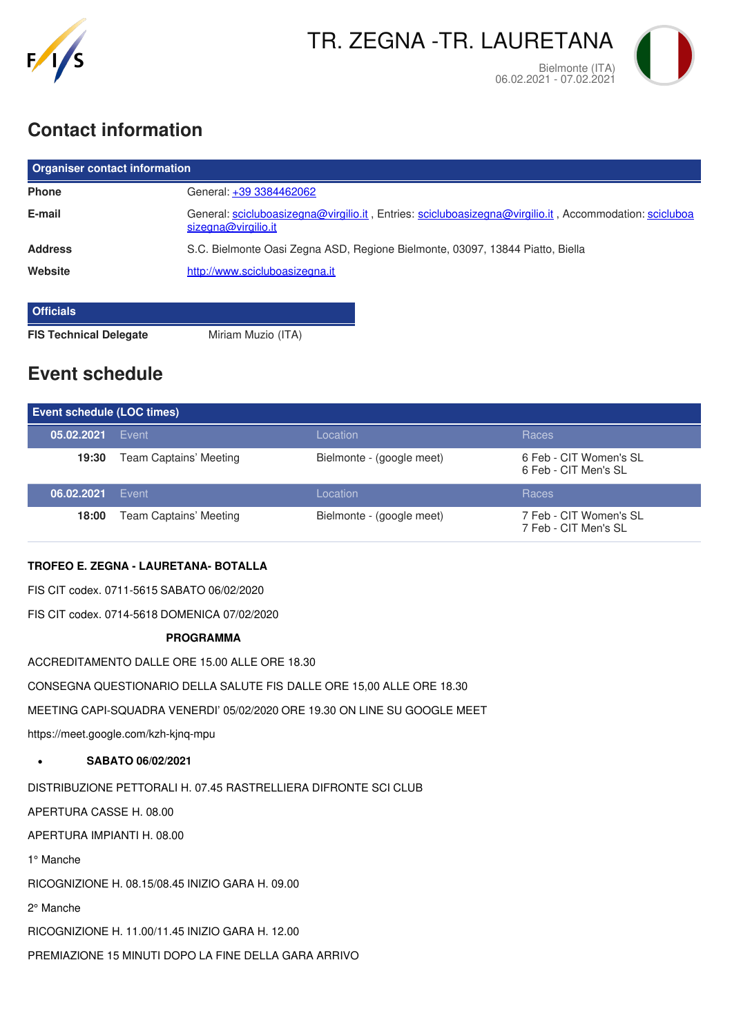# TR. ZEGNA -TR. LAURETANA

Bielmonte (ITA)
06.02.2021 - 07.02.2021

## Contact information

| Organiser contact information | |
|---|---|
| **Phone** | General: +39 3384462062 |
| **E-mail** | General: scicluboasizegna@virgilio.it , Entries: scicluboasizegna@virgilio.it , Accommodation: scicluboasizegna@virgilio.it |
| **Address** | S.C. Bielmonte Oasi Zegna ASD, Regione Bielmonte, 03097, 13844 Piatto, Biella |
| **Website** | http://www.scicluboasizegna.it |

| Officials | |
|---|---|
| **FIS Technical Delegate** | Miriam Muzio (ITA) |

## Event schedule

| Event schedule (LOC times) | | | |
|---|---|---|---|
| **05.02.2021** | Event | Location | Races |
| **19:30** | Team Captains' Meeting | Bielmonte - (google meet) | 6 Feb - CIT Women's SL<br>6 Feb - CIT Men's SL |
| **06.02.2021** | Event | Location | Races |
| **18:00** | Team Captains' Meeting | Bielmonte - (google meet) | 7 Feb - CIT Women's SL<br>7 Feb - CIT Men's SL |

**TROFEO E. ZEGNA - LAURETANA- BOTALLA**

FIS CIT codex. 0711-5615 SABATO 06/02/2020

FIS CIT codex. 0714-5618 DOMENICA 07/02/2020

**PROGRAMMA**

ACCREDITAMENTO DALLE ORE 15.00 ALLE ORE 18.30

CONSEGNA QUESTIONARIO DELLA SALUTE FIS DALLE ORE 15,00 ALLE ORE 18.30

MEETING CAPI-SQUADRA VENERDI' 05/02/2020 ORE 19.30 ON LINE SU GOOGLE MEET

https://meet.google.com/kzh-kjnq-mpu

- **SABATO 06/02/2021**

DISTRIBUZIONE PETTORALI H. 07.45 RASTRELLIERA DIFRONTE SCI CLUB

APERTURA CASSE H. 08.00

APERTURA IMPIANTI H. 08.00

1° Manche

RICOGNIZIONE H. 08.15/08.45 INIZIO GARA H. 09.00

2° Manche

RICOGNIZIONE H. 11.00/11.45 INIZIO GARA H. 12.00

PREMIAZIONE 15 MINUTI DOPO LA FINE DELLA GARA ARRIVO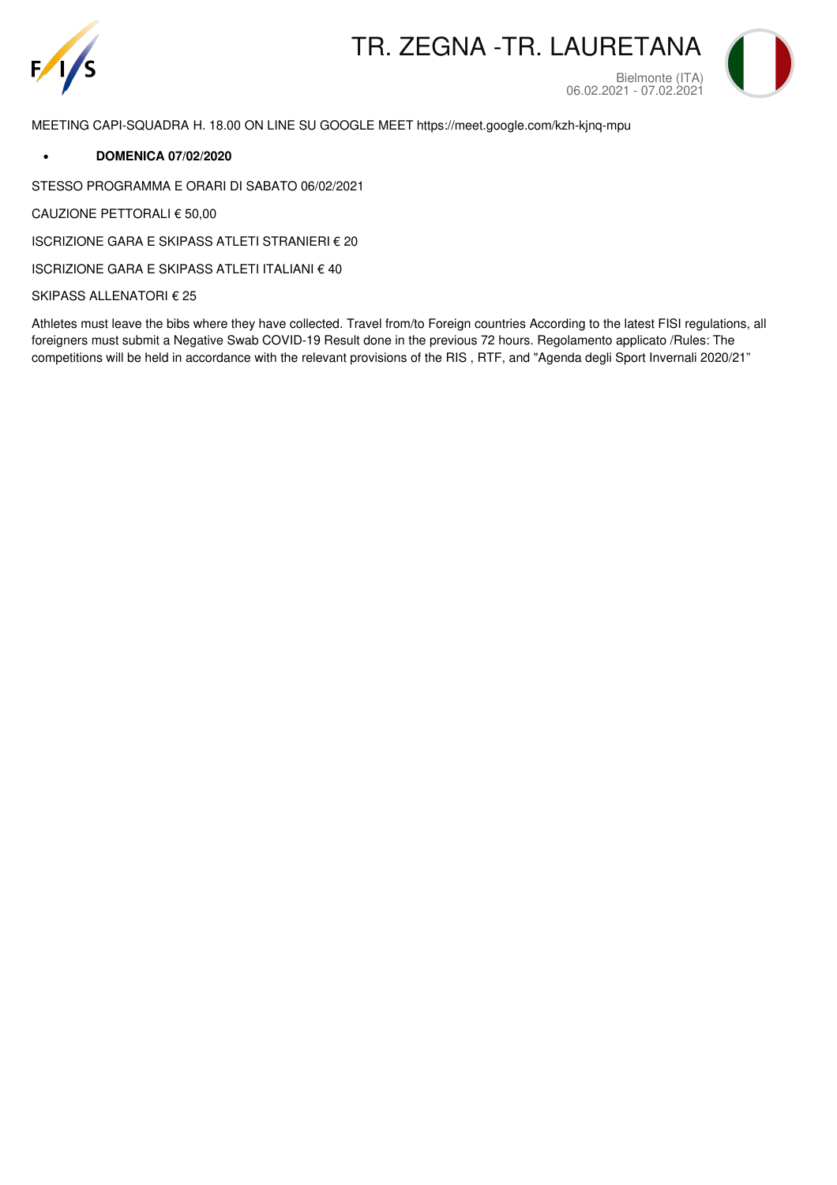MEETING CAPI-SQUADRA H. 18.00 ON LINE SU GOOGLE MEET https://meet.google.com/kzh-kjnq-mpu

- **DOMENICA 07/02/2020**

STESSO PROGRAMMA E ORARI DI SABATO 06/02/2021

CAUZIONE PETTORALI € 50,00

ISCRIZIONE GARA E SKIPASS ATLETI STRANIERI € 20

ISCRIZIONE GARA E SKIPASS ATLETI ITALIANI € 40

SKIPASS ALLENATORI € 25

Athletes must leave the bibs where they have collected. Travel from/to Foreign countries According to the latest FISI regulations, all foreigners must submit a Negative Swab COVID-19 Result done in the previous 72 hours. Regolamento applicato /Rules: The competitions will be held in accordance with the relevant provisions of the RIS , RTF, and "Agenda degli Sport Invernali 2020/21"